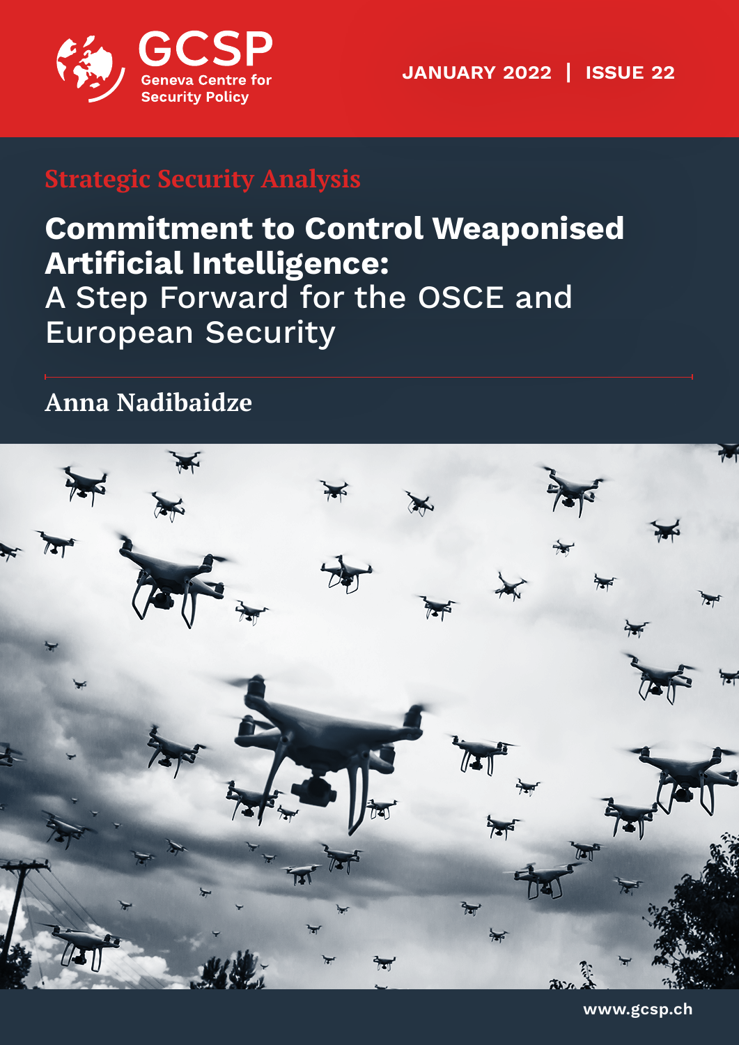GCSP
Geneva Centre for Security Policy

JANUARY 2022 | ISSUE 22

Strategic Security Analysis

# Commitment to Control Weaponised Artificial Intelligence: A Step Forward for the OSCE and European Security

**Anna Nadibaidze**

www.gcsp.ch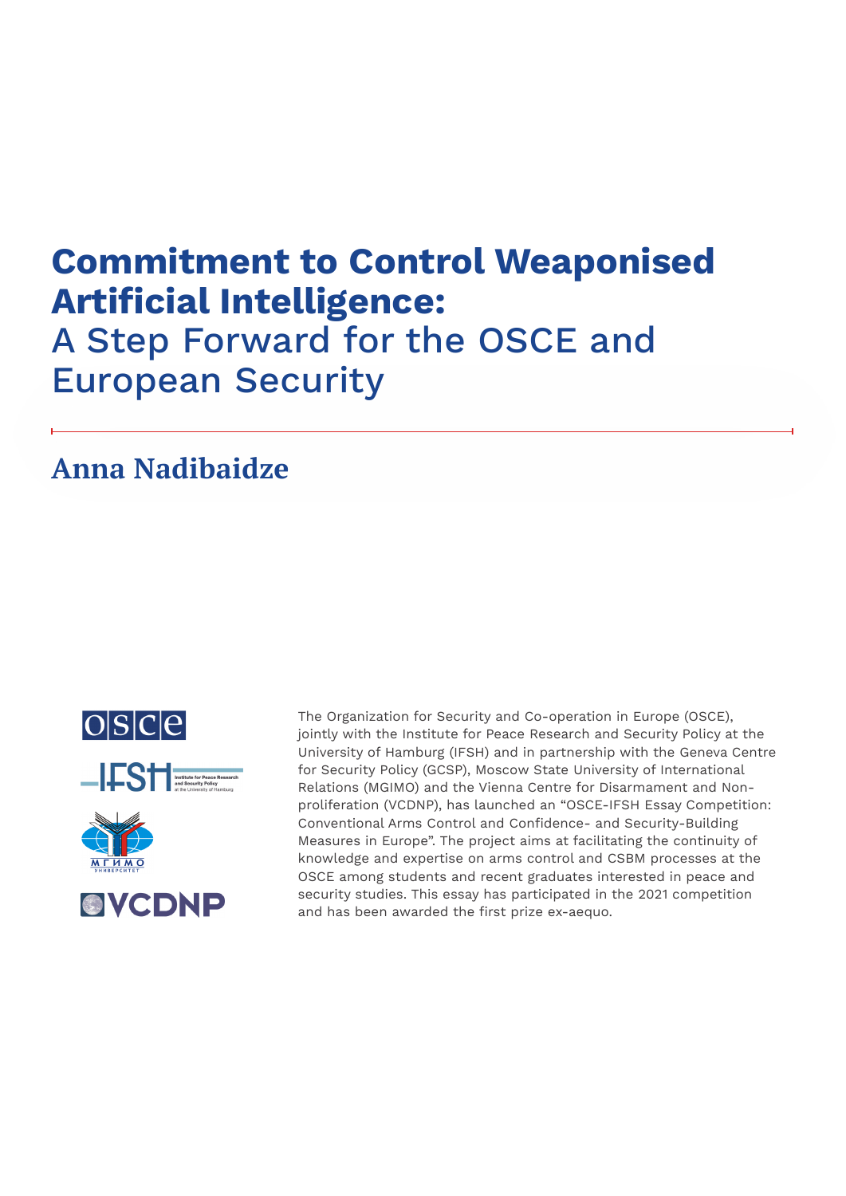# Commitment to Control Weaponised Artificial Intelligence:
A Step Forward for the OSCE and European Security

## Anna Nadibaidze

The Organization for Security and Co-operation in Europe (OSCE), jointly with the Institute for Peace Research and Security Policy at the University of Hamburg (IFSH) and in partnership with the Geneva Centre for Security Policy (GCSP), Moscow State University of International Relations (MGIMO) and the Vienna Centre for Disarmament and Non-proliferation (VCDNP), has launched an "OSCE-IFSH Essay Competition: Conventional Arms Control and Confidence- and Security-Building Measures in Europe". The project aims at facilitating the continuity of knowledge and expertise on arms control and CSBM processes at the OSCE among students and recent graduates interested in peace and security studies. This essay has participated in the 2021 competition and has been awarded the first prize ex-aequo.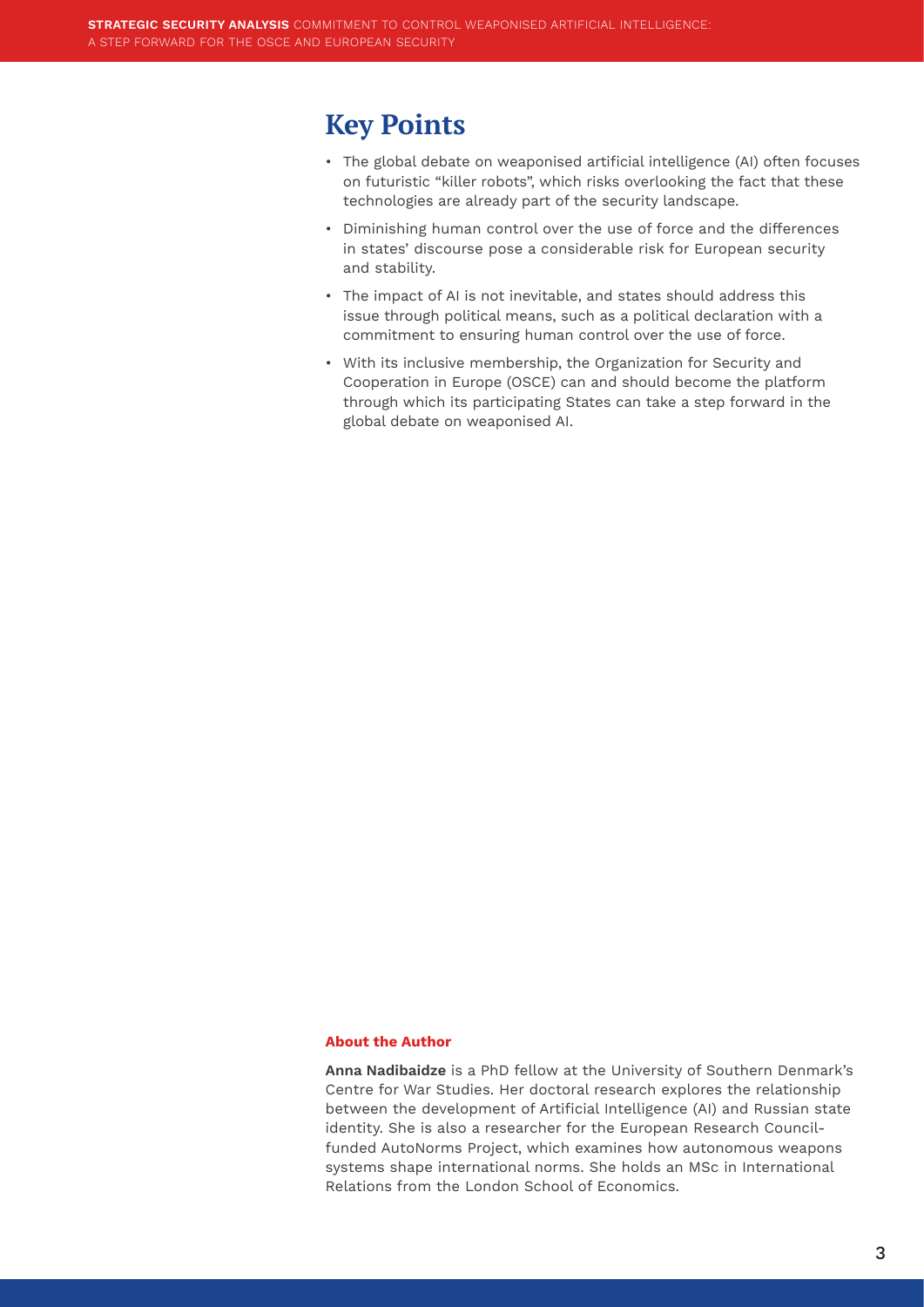## Key Points

- The global debate on weaponised artificial intelligence (AI) often focuses on futuristic "killer robots", which risks overlooking the fact that these technologies are already part of the security landscape.
- Diminishing human control over the use of force and the differences in states' discourse pose a considerable risk for European security and stability.
- The impact of AI is not inevitable, and states should address this issue through political means, such as a political declaration with a commitment to ensuring human control over the use of force.
- With its inclusive membership, the Organization for Security and Cooperation in Europe (OSCE) can and should become the platform through which its participating States can take a step forward in the global debate on weaponised AI.

#### About the Author

**Anna Nadibaidze** is a PhD fellow at the University of Southern Denmark's Centre for War Studies. Her doctoral research explores the relationship between the development of Artificial Intelligence (AI) and Russian state identity. She is also a researcher for the European Research Council-funded AutoNorms Project, which examines how autonomous weapons systems shape international norms. She holds an MSc in International Relations from the London School of Economics.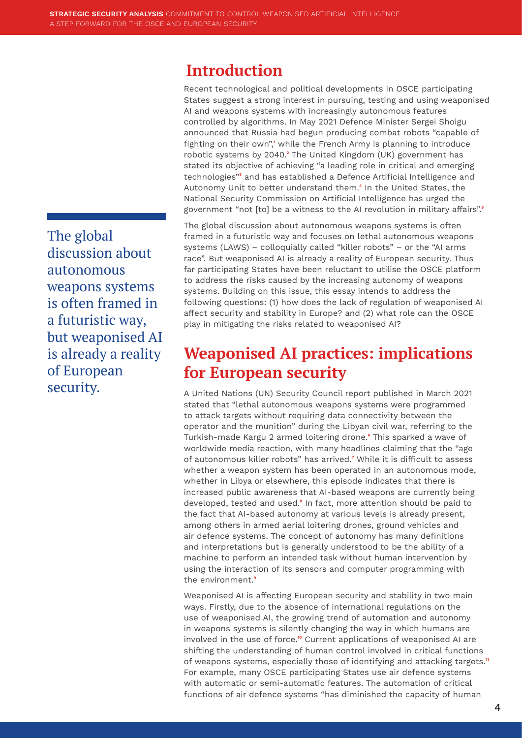## Introduction

Recent technological and political developments in OSCE participating States suggest a strong interest in pursuing, testing and using weaponised AI and weapons systems with increasingly autonomous features controlled by algorithms. In May 2021 Defence Minister Sergei Shoigu announced that Russia had begun producing combat robots "capable of fighting on their own",[1] while the French Army is planning to introduce robotic systems by 2040.[2] The United Kingdom (UK) government has stated its objective of achieving "a leading role in critical and emerging technologies"[3] and has established a Defence Artificial Intelligence and Autonomy Unit to better understand them.[4] In the United States, the National Security Commission on Artificial Intelligence has urged the government "not [to] be a witness to the AI revolution in military affairs".[5]

> The global discussion about autonomous weapons systems is often framed in a futuristic way, but weaponised AI is already a reality of European security.

The global discussion about autonomous weapons systems is often framed in a futuristic way and focuses on lethal autonomous weapons systems (LAWS) – colloquially called "killer robots" – or the "AI arms race". But weaponised AI is already a reality of European security. Thus far participating States have been reluctant to utilise the OSCE platform to address the risks caused by the increasing autonomy of weapons systems. Building on this issue, this essay intends to address the following questions: (1) how does the lack of regulation of weaponised AI affect security and stability in Europe? and (2) what role can the OSCE play in mitigating the risks related to weaponised AI?

## Weaponised AI practices: implications for European security

A United Nations (UN) Security Council report published in March 2021 stated that "lethal autonomous weapons systems were programmed to attack targets without requiring data connectivity between the operator and the munition" during the Libyan civil war, referring to the Turkish-made Kargu 2 armed loitering drone.[6] This sparked a wave of worldwide media reaction, with many headlines claiming that the "age of autonomous killer robots" has arrived.[7] While it is difficult to assess whether a weapon system has been operated in an autonomous mode, whether in Libya or elsewhere, this episode indicates that there is increased public awareness that AI-based weapons are currently being developed, tested and used.[8] In fact, more attention should be paid to the fact that AI-based autonomy at various levels is already present, among others in armed aerial loitering drones, ground vehicles and air defence systems. The concept of autonomy has many definitions and interpretations but is generally understood to be the ability of a machine to perform an intended task without human intervention by using the interaction of its sensors and computer programming with the environment.[9]

Weaponised AI is affecting European security and stability in two main ways. Firstly, due to the absence of international regulations on the use of weaponised AI, the growing trend of automation and autonomy in weapons systems is silently changing the way in which humans are involved in the use of force.[10] Current applications of weaponised AI are shifting the understanding of human control involved in critical functions of weapons systems, especially those of identifying and attacking targets.[11] For example, many OSCE participating States use air defence systems with automatic or semi-automatic features. The automation of critical functions of air defence systems "has diminished the capacity of human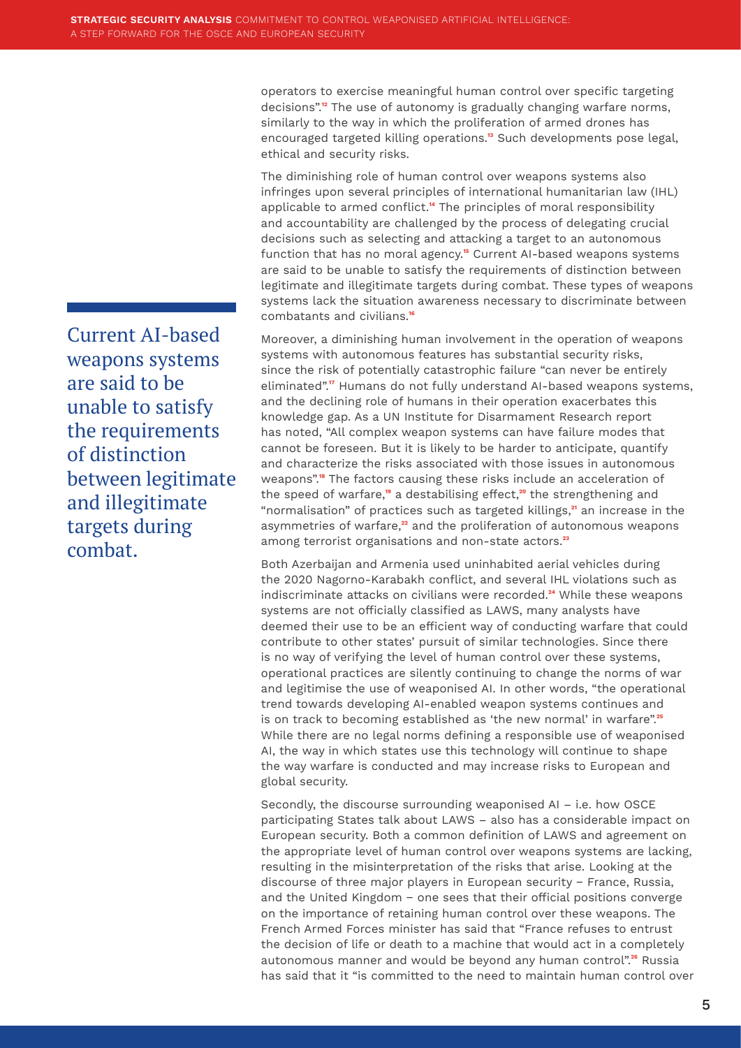operators to exercise meaningful human control over specific targeting decisions".[12] The use of autonomy is gradually changing warfare norms, similarly to the way in which the proliferation of armed drones has encouraged targeted killing operations.[13] Such developments pose legal, ethical and security risks.

The diminishing role of human control over weapons systems also infringes upon several principles of international humanitarian law (IHL) applicable to armed conflict.[14] The principles of moral responsibility and accountability are challenged by the process of delegating crucial decisions such as selecting and attacking a target to an autonomous function that has no moral agency.[15] Current AI-based weapons systems are said to be unable to satisfy the requirements of distinction between legitimate and illegitimate targets during combat. These types of weapons systems lack the situation awareness necessary to discriminate between combatants and civilians.[16]

> Current AI-based weapons systems are said to be unable to satisfy the requirements of distinction between legitimate and illegitimate targets during combat.

Moreover, a diminishing human involvement in the operation of weapons systems with autonomous features has substantial security risks, since the risk of potentially catastrophic failure "can never be entirely eliminated".[17] Humans do not fully understand AI-based weapons systems, and the declining role of humans in their operation exacerbates this knowledge gap. As a UN Institute for Disarmament Research report has noted, "All complex weapon systems can have failure modes that cannot be foreseen. But it is likely to be harder to anticipate, quantify and characterize the risks associated with those issues in autonomous weapons".[18] The factors causing these risks include an acceleration of the speed of warfare,[19] a destabilising effect,[20] the strengthening and "normalisation" of practices such as targeted killings,[21] an increase in the asymmetries of warfare,[22] and the proliferation of autonomous weapons among terrorist organisations and non-state actors.[23]

Both Azerbaijan and Armenia used uninhabited aerial vehicles during the 2020 Nagorno-Karabakh conflict, and several IHL violations such as indiscriminate attacks on civilians were recorded.[24] While these weapons systems are not officially classified as LAWS, many analysts have deemed their use to be an efficient way of conducting warfare that could contribute to other states' pursuit of similar technologies. Since there is no way of verifying the level of human control over these systems, operational practices are silently continuing to change the norms of war and legitimise the use of weaponised AI. In other words, "the operational trend towards developing AI-enabled weapon systems continues and is on track to becoming established as 'the new normal' in warfare".[25] While there are no legal norms defining a responsible use of weaponised AI, the way in which states use this technology will continue to shape the way warfare is conducted and may increase risks to European and global security.

Secondly, the discourse surrounding weaponised AI – i.e. how OSCE participating States talk about LAWS – also has a considerable impact on European security. Both a common definition of LAWS and agreement on the appropriate level of human control over weapons systems are lacking, resulting in the misinterpretation of the risks that arise. Looking at the discourse of three major players in European security – France, Russia, and the United Kingdom – one sees that their official positions converge on the importance of retaining human control over these weapons. The French Armed Forces minister has said that "France refuses to entrust the decision of life or death to a machine that would act in a completely autonomous manner and would be beyond any human control".[26] Russia has said that it "is committed to the need to maintain human control over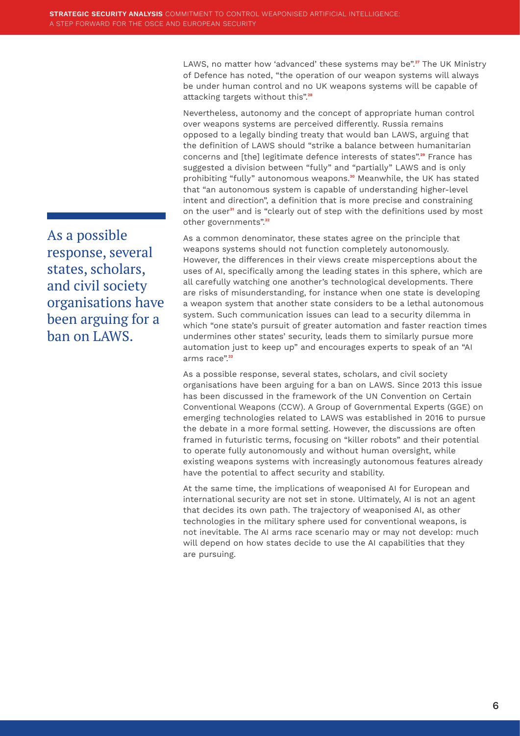LAWS, no matter how 'advanced' these systems may be".[27] The UK Ministry of Defence has noted, "the operation of our weapon systems will always be under human control and no UK weapons systems will be capable of attacking targets without this".[28]

Nevertheless, autonomy and the concept of appropriate human control over weapons systems are perceived differently. Russia remains opposed to a legally binding treaty that would ban LAWS, arguing that the definition of LAWS should "strike a balance between humanitarian concerns and [the] legitimate defence interests of states".[29] France has suggested a division between "fully" and "partially" LAWS and is only prohibiting "fully" autonomous weapons.[30] Meanwhile, the UK has stated that "an autonomous system is capable of understanding higher-level intent and direction", a definition that is more precise and constraining on the user[31] and is "clearly out of step with the definitions used by most other governments".[32]

As a common denominator, these states agree on the principle that weapons systems should not function completely autonomously. However, the differences in their views create misperceptions about the uses of AI, specifically among the leading states in this sphere, which are all carefully watching one another's technological developments. There are risks of misunderstanding, for instance when one state is developing a weapon system that another state considers to be a lethal autonomous system. Such communication issues can lead to a security dilemma in which "one state's pursuit of greater automation and faster reaction times undermines other states' security, leads them to similarly pursue more automation just to keep up" and encourages experts to speak of an "AI arms race".[33]

As a possible response, several states, scholars, and civil society organisations have been arguing for a ban on LAWS. Since 2013 this issue has been discussed in the framework of the UN Convention on Certain Conventional Weapons (CCW). A Group of Governmental Experts (GGE) on emerging technologies related to LAWS was established in 2016 to pursue the debate in a more formal setting. However, the discussions are often framed in futuristic terms, focusing on "killer robots" and their potential to operate fully autonomously and without human oversight, while existing weapons systems with increasingly autonomous features already have the potential to affect security and stability.

At the same time, the implications of weaponised AI for European and international security are not set in stone. Ultimately, AI is not an agent that decides its own path. The trajectory of weaponised AI, as other technologies in the military sphere used for conventional weapons, is not inevitable. The AI arms race scenario may or may not develop: much will depend on how states decide to use the AI capabilities that they are pursuing.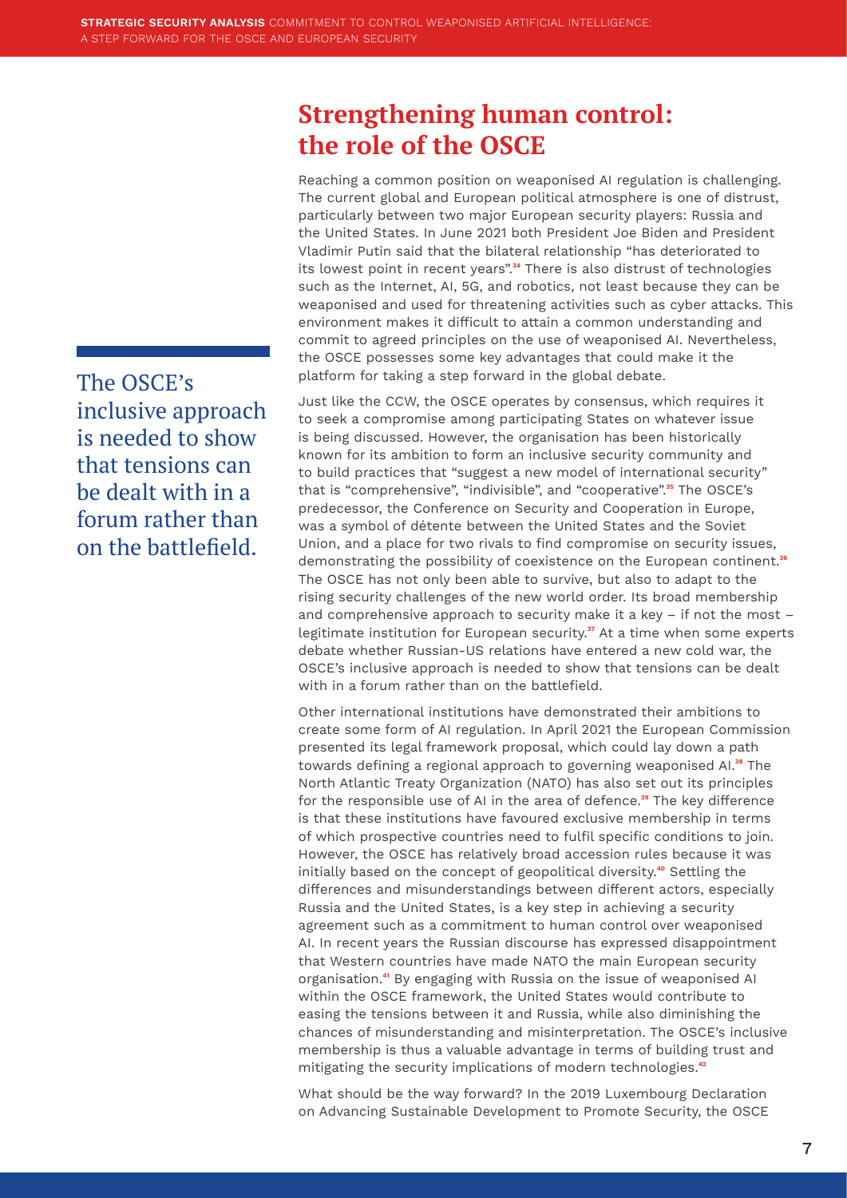## Strengthening human control: the role of the OSCE

Reaching a common position on weaponised AI regulation is challenging. The current global and European political atmosphere is one of distrust, particularly between two major European security players: Russia and the United States. In June 2021 both President Joe Biden and President Vladimir Putin said that the bilateral relationship "has deteriorated to its lowest point in recent years".[34] There is also distrust of technologies such as the Internet, AI, 5G, and robotics, not least because they can be weaponised and used for threatening activities such as cyber attacks. This environment makes it difficult to attain a common understanding and commit to agreed principles on the use of weaponised AI. Nevertheless, the OSCE possesses some key advantages that could make it the platform for taking a step forward in the global debate.

> The OSCE's inclusive approach is needed to show that tensions can be dealt with in a forum rather than on the battlefield.

Just like the CCW, the OSCE operates by consensus, which requires it to seek a compromise among participating States on whatever issue is being discussed. However, the organisation has been historically known for its ambition to form an inclusive security community and to build practices that "suggest a new model of international security" that is "comprehensive", "indivisible", and "cooperative".[35] The OSCE's predecessor, the Conference on Security and Cooperation in Europe, was a symbol of détente between the United States and the Soviet Union, and a place for two rivals to find compromise on security issues, demonstrating the possibility of coexistence on the European continent.[36] The OSCE has not only been able to survive, but also to adapt to the rising security challenges of the new world order. Its broad membership and comprehensive approach to security make it a key – if not the most – legitimate institution for European security.[37] At a time when some experts debate whether Russian-US relations have entered a new cold war, the OSCE's inclusive approach is needed to show that tensions can be dealt with in a forum rather than on the battlefield.

Other international institutions have demonstrated their ambitions to create some form of AI regulation. In April 2021 the European Commission presented its legal framework proposal, which could lay down a path towards defining a regional approach to governing weaponised AI.[38] The North Atlantic Treaty Organization (NATO) has also set out its principles for the responsible use of AI in the area of defence.[39] The key difference is that these institutions have favoured exclusive membership in terms of which prospective countries need to fulfil specific conditions to join. However, the OSCE has relatively broad accession rules because it was initially based on the concept of geopolitical diversity.[40] Settling the differences and misunderstandings between different actors, especially Russia and the United States, is a key step in achieving a security agreement such as a commitment to human control over weaponised AI. In recent years the Russian discourse has expressed disappointment that Western countries have made NATO the main European security organisation.[41] By engaging with Russia on the issue of weaponised AI within the OSCE framework, the United States would contribute to easing the tensions between it and Russia, while also diminishing the chances of misunderstanding and misinterpretation. The OSCE's inclusive membership is thus a valuable advantage in terms of building trust and mitigating the security implications of modern technologies.[42]

What should be the way forward? In the 2019 Luxembourg Declaration on Advancing Sustainable Development to Promote Security, the OSCE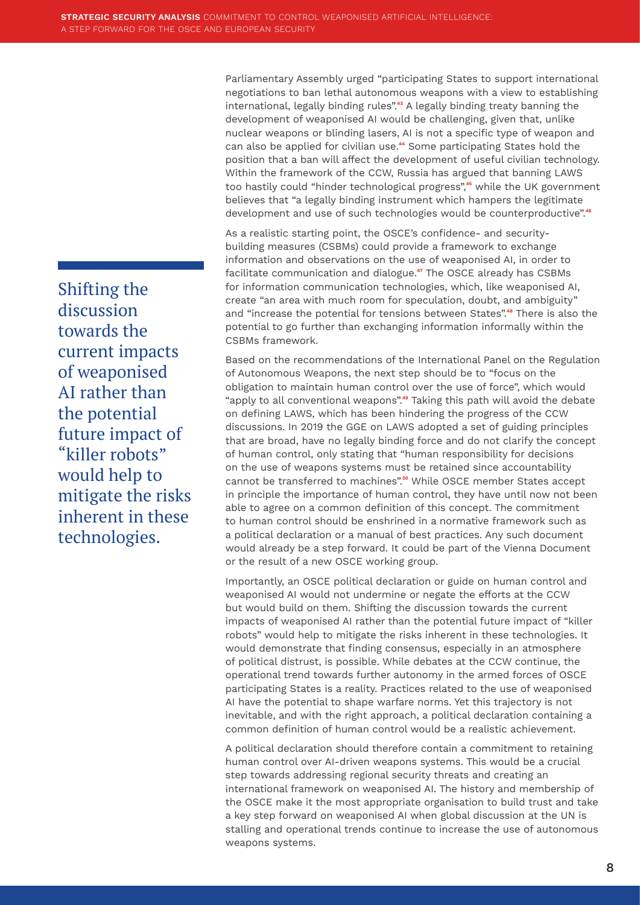Parliamentary Assembly urged "participating States to support international negotiations to ban lethal autonomous weapons with a view to establishing international, legally binding rules".[43] A legally binding treaty banning the development of weaponised AI would be challenging, given that, unlike nuclear weapons or blinding lasers, AI is not a specific type of weapon and can also be applied for civilian use.[44] Some participating States hold the position that a ban will affect the development of useful civilian technology. Within the framework of the CCW, Russia has argued that banning LAWS too hastily could "hinder technological progress",[45] while the UK government believes that "a legally binding instrument which hampers the legitimate development and use of such technologies would be counterproductive".[46]

> Shifting the discussion towards the current impacts of weaponised AI rather than the potential future impact of "killer robots" would help to mitigate the risks inherent in these technologies.

As a realistic starting point, the OSCE's confidence- and security-building measures (CSBMs) could provide a framework to exchange information and observations on the use of weaponised AI, in order to facilitate communication and dialogue.[47] The OSCE already has CSBMs for information communication technologies, which, like weaponised AI, create "an area with much room for speculation, doubt, and ambiguity" and "increase the potential for tensions between States".[48] There is also the potential to go further than exchanging information informally within the CSBMs framework.

Based on the recommendations of the International Panel on the Regulation of Autonomous Weapons, the next step should be to "focus on the obligation to maintain human control over the use of force", which would "apply to all conventional weapons".[49] Taking this path will avoid the debate on defining LAWS, which has been hindering the progress of the CCW discussions. In 2019 the GGE on LAWS adopted a set of guiding principles that are broad, have no legally binding force and do not clarify the concept of human control, only stating that "human responsibility for decisions on the use of weapons systems must be retained since accountability cannot be transferred to machines".[50] While OSCE member States accept in principle the importance of human control, they have until now not been able to agree on a common definition of this concept. The commitment to human control should be enshrined in a normative framework such as a political declaration or a manual of best practices. Any such document would already be a step forward. It could be part of the Vienna Document or the result of a new OSCE working group.

Importantly, an OSCE political declaration or guide on human control and weaponised AI would not undermine or negate the efforts at the CCW but would build on them. Shifting the discussion towards the current impacts of weaponised AI rather than the potential future impact of "killer robots" would help to mitigate the risks inherent in these technologies. It would demonstrate that finding consensus, especially in an atmosphere of political distrust, is possible. While debates at the CCW continue, the operational trend towards further autonomy in the armed forces of OSCE participating States is a reality. Practices related to the use of weaponised AI have the potential to shape warfare norms. Yet this trajectory is not inevitable, and with the right approach, a political declaration containing a common definition of human control would be a realistic achievement.

A political declaration should therefore contain a commitment to retaining human control over AI-driven weapons systems. This would be a crucial step towards addressing regional security threats and creating an international framework on weaponised AI. The history and membership of the OSCE make it the most appropriate organisation to build trust and take a key step forward on weaponised AI when global discussion at the UN is stalling and operational trends continue to increase the use of autonomous weapons systems.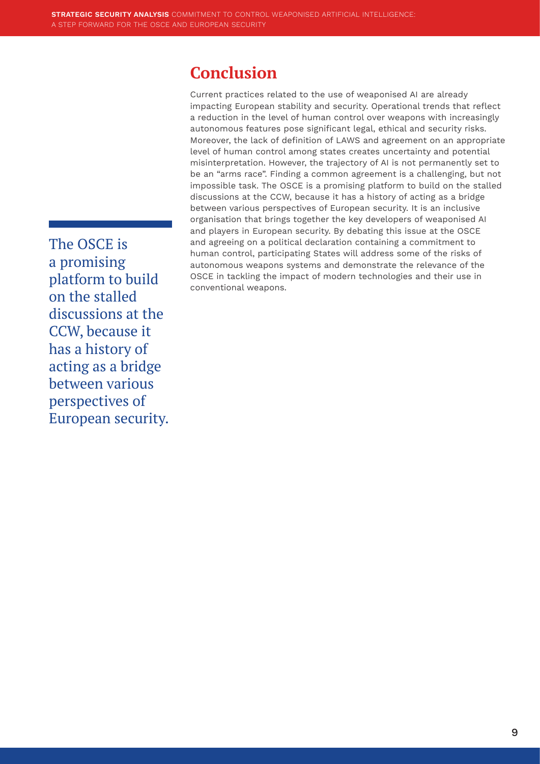## Conclusion

Current practices related to the use of weaponised AI are already impacting European stability and security. Operational trends that reflect a reduction in the level of human control over weapons with increasingly autonomous features pose significant legal, ethical and security risks. Moreover, the lack of definition of LAWS and agreement on an appropriate level of human control among states creates uncertainty and potential misinterpretation. However, the trajectory of AI is not permanently set to be an "arms race". Finding a common agreement is a challenging, but not impossible task. The OSCE is a promising platform to build on the stalled discussions at the CCW, because it has a history of acting as a bridge between various perspectives of European security. It is an inclusive organisation that brings together the key developers of weaponised AI and players in European security. By debating this issue at the OSCE and agreeing on a political declaration containing a commitment to human control, participating States will address some of the risks of autonomous weapons systems and demonstrate the relevance of the OSCE in tackling the impact of modern technologies and their use in conventional weapons.

> The OSCE is a promising platform to build on the stalled discussions at the CCW, because it has a history of acting as a bridge between various perspectives of European security.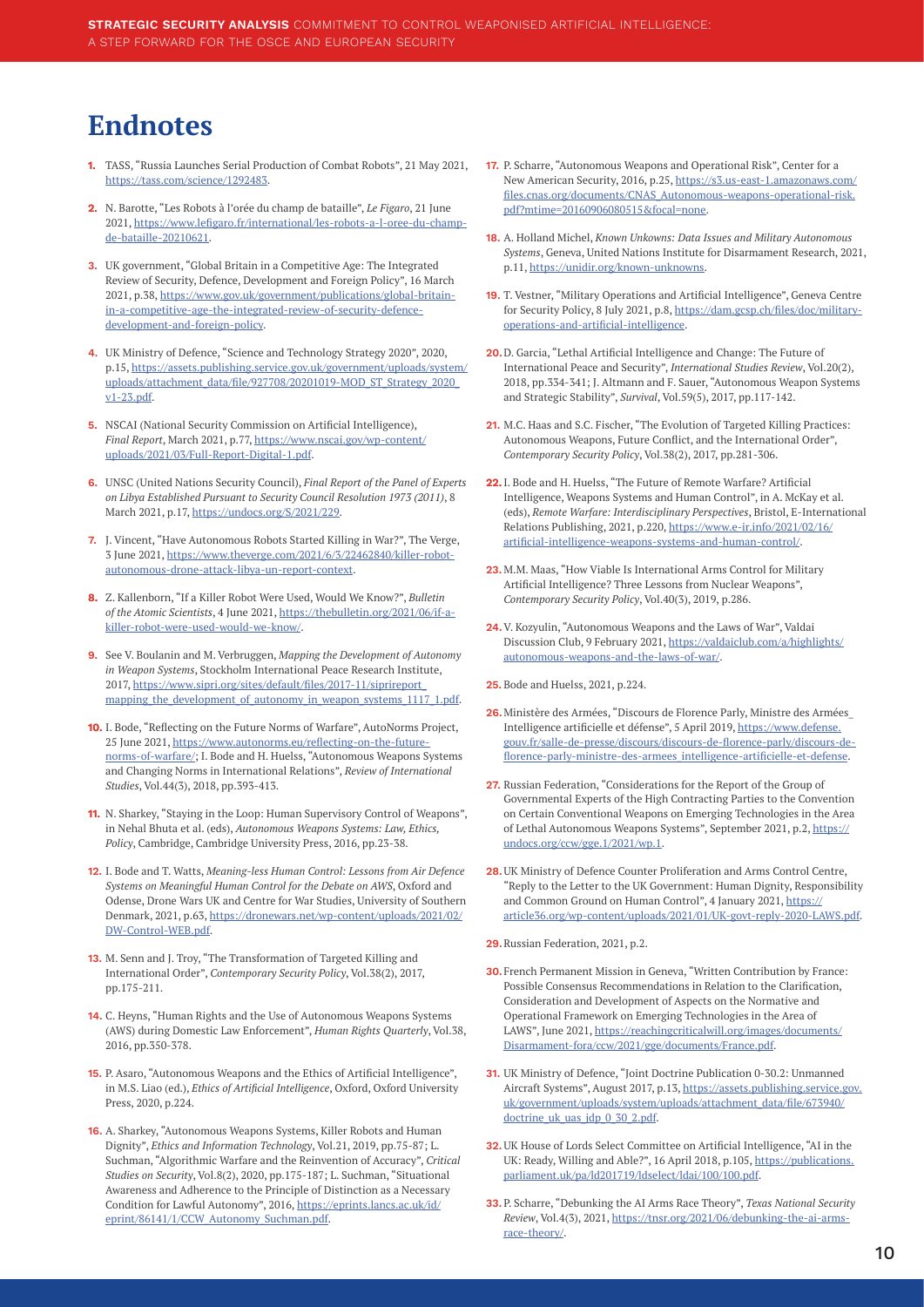# Endnotes

1. TASS, "Russia Launches Serial Production of Combat Robots", 21 May 2021, https://tass.com/science/1292483.

2. N. Barotte, "Les Robots à l'orée du champ de bataille", *Le Figaro*, 21 June 2021, https://www.lefigaro.fr/international/les-robots-a-l-oree-du-champ-de-bataille-20210621.

3. UK government, "Global Britain in a Competitive Age: The Integrated Review of Security, Defence, Development and Foreign Policy", 16 March 2021, p.38, https://www.gov.uk/government/publications/global-britain-in-a-competitive-age-the-integrated-review-of-security-defence-development-and-foreign-policy.

4. UK Ministry of Defence, "Science and Technology Strategy 2020", 2020, p.15, https://assets.publishing.service.gov.uk/government/uploads/system/uploads/attachment_data/file/927708/20201019-MOD_ST_Strategy_2020_v1-23.pdf.

5. NSCAI (National Security Commission on Artificial Intelligence), *Final Report*, March 2021, p.77, https://www.nscai.gov/wp-content/uploads/2021/03/Full-Report-Digital-1.pdf.

6. UNSC (United Nations Security Council), *Final Report of the Panel of Experts on Libya Established Pursuant to Security Council Resolution 1973 (2011)*, 8 March 2021, p.17, https://undocs.org/S/2021/229.

7. J. Vincent, "Have Autonomous Robots Started Killing in War?", The Verge, 3 June 2021, https://www.theverge.com/2021/6/3/22462840/killer-robot-autonomous-drone-attack-libya-un-report-context.

8. Z. Kallenborn, "If a Killer Robot Were Used, Would We Know?", *Bulletin of the Atomic Scientists*, 4 June 2021, https://thebulletin.org/2021/06/if-a-killer-robot-were-used-would-we-know/.

9. See V. Boulanin and M. Verbruggen, *Mapping the Development of Autonomy in Weapon Systems*, Stockholm International Peace Research Institute, 2017, https://www.sipri.org/sites/default/files/2017-11/siprireport_mapping_the_development_of_autonomy_in_weapon_systems_1117_1.pdf.

10. I. Bode, "Reflecting on the Future Norms of Warfare", AutoNorms Project, 25 June 2021, https://www.autonorms.eu/reflecting-on-the-future-norms-of-warfare/; I. Bode and H. Huelss, "Autonomous Weapons Systems and Changing Norms in International Relations", *Review of International Studies*, Vol.44(3), 2018, pp.393-413.

11. N. Sharkey, "Staying in the Loop: Human Supervisory Control of Weapons", in Nehal Bhuta et al. (eds), *Autonomous Weapons Systems: Law, Ethics, Policy*, Cambridge, Cambridge University Press, 2016, pp.23-38.

12. I. Bode and T. Watts, *Meaning-less Human Control: Lessons from Air Defence Systems on Meaningful Human Control for the Debate on AWS*, Oxford and Odense, Drone Wars UK and Centre for War Studies, University of Southern Denmark, 2021, p.63, https://dronewars.net/wp-content/uploads/2021/02/DW-Control-WEB.pdf.

13. M. Senn and J. Troy, "The Transformation of Targeted Killing and International Order", *Contemporary Security Policy*, Vol.38(2), 2017, pp.175-211.

14. C. Heyns, "Human Rights and the Use of Autonomous Weapons Systems (AWS) during Domestic Law Enforcement", *Human Rights Quarterly*, Vol.38, 2016, pp.350-378.

15. P. Asaro, "Autonomous Weapons and the Ethics of Artificial Intelligence", in M.S. Liao (ed.), *Ethics of Artificial Intelligence*, Oxford, Oxford University Press, 2020, p.224.

16. A. Sharkey, "Autonomous Weapons Systems, Killer Robots and Human Dignity", *Ethics and Information Technology*, Vol.21, 2019, pp.75-87; L. Suchman, "Algorithmic Warfare and the Reinvention of Accuracy", *Critical Studies on Security*, Vol.8(2), 2020, pp.175-187; L. Suchman, "Situational Awareness and Adherence to the Principle of Distinction as a Necessary Condition for Lawful Autonomy", 2016, https://eprints.lancs.ac.uk/id/eprint/86141/1/CCW_Autonomy_Suchman.pdf.

17. P. Scharre, "Autonomous Weapons and Operational Risk", Center for a New American Security, 2016, p.25, https://s3.us-east-1.amazonaws.com/files.cnas.org/documents/CNAS_Autonomous-weapons-operational-risk.pdf?mtime=20160906080515&focal=none.

18. A. Holland Michel, *Known Unkowns: Data Issues and Military Autonomous Systems*, Geneva, United Nations Institute for Disarmament Research, 2021, p.11, https://unidir.org/known-unknowns.

19. T. Vestner, "Military Operations and Artificial Intelligence", Geneva Centre for Security Policy, 8 July 2021, p.8, https://dam.gcsp.ch/files/doc/military-operations-and-artificial-intelligence.

20. D. Garcia, "Lethal Artificial Intelligence and Change: The Future of International Peace and Security", *International Studies Review*, Vol.20(2), 2018, pp.334-341; J. Altmann and F. Sauer, "Autonomous Weapon Systems and Strategic Stability", *Survival*, Vol.59(5), 2017, pp.117-142.

21. M.C. Haas and S.C. Fischer, "The Evolution of Targeted Killing Practices: Autonomous Weapons, Future Conflict, and the International Order", *Contemporary Security Policy*, Vol.38(2), 2017, pp.281-306.

22. I. Bode and H. Huelss, "The Future of Remote Warfare? Artificial Intelligence, Weapons Systems and Human Control", in A. McKay et al. (eds), *Remote Warfare: Interdisciplinary Perspectives*, Bristol, E-International Relations Publishing, 2021, p.220, https://www.e-ir.info/2021/02/16/artificial-intelligence-weapons-systems-and-human-control/.

23. M.M. Maas, "How Viable Is International Arms Control for Military Artificial Intelligence? Three Lessons from Nuclear Weapons", *Contemporary Security Policy*, Vol.40(3), 2019, p.286.

24. V. Kozyulin, "Autonomous Weapons and the Laws of War", Valdai Discussion Club, 9 February 2021, https://valdaiclub.com/a/highlights/autonomous-weapons-and-the-laws-of-war/.

25. Bode and Huelss, 2021, p.224.

26. Ministère des Armées, "Discours de Florence Parly, Ministre des Armées_ Intelligence artificielle et défense", 5 April 2019, https://www.defense.gouv.fr/salle-de-presse/discours/discours-de-florence-parly/discours-de-florence-parly-ministre-des-armees_intelligence-artificielle-et-defense.

27. Russian Federation, "Considerations for the Report of the Group of Governmental Experts of the High Contracting Parties to the Convention on Certain Conventional Weapons on Emerging Technologies in the Area of Lethal Autonomous Weapons Systems", September 2021, p.2, https://undocs.org/ccw/gge.1/2021/wp.1.

28. UK Ministry of Defence Counter Proliferation and Arms Control Centre, "Reply to the Letter to the UK Government: Human Dignity, Responsibility and Common Ground on Human Control", 4 January 2021, https://article36.org/wp-content/uploads/2021/01/UK-govt-reply-2020-LAWS.pdf.

29. Russian Federation, 2021, p.2.

30. French Permanent Mission in Geneva, "Written Contribution by France: Possible Consensus Recommendations in Relation to the Clarification, Consideration and Development of Aspects on the Normative and Operational Framework on Emerging Technologies in the Area of LAWS", June 2021, https://reachingcriticalwill.org/images/documents/Disarmament-fora/ccw/2021/gge/documents/France.pdf.

31. UK Ministry of Defence, "Joint Doctrine Publication 0-30.2: Unmanned Aircraft Systems", August 2017, p.13, https://assets.publishing.service.gov.uk/government/uploads/system/uploads/attachment_data/file/673940/doctrine_uk_uas_jdp_0_30_2.pdf.

32. UK House of Lords Select Committee on Artificial Intelligence, "AI in the UK: Ready, Willing and Able?", 16 April 2018, p.105, https://publications.parliament.uk/pa/ld201719/ldselect/ldai/100/100.pdf.

33. P. Scharre, "Debunking the AI Arms Race Theory", *Texas National Security Review*, Vol.4(3), 2021, https://tnsr.org/2021/06/debunking-the-ai-arms-race-theory/.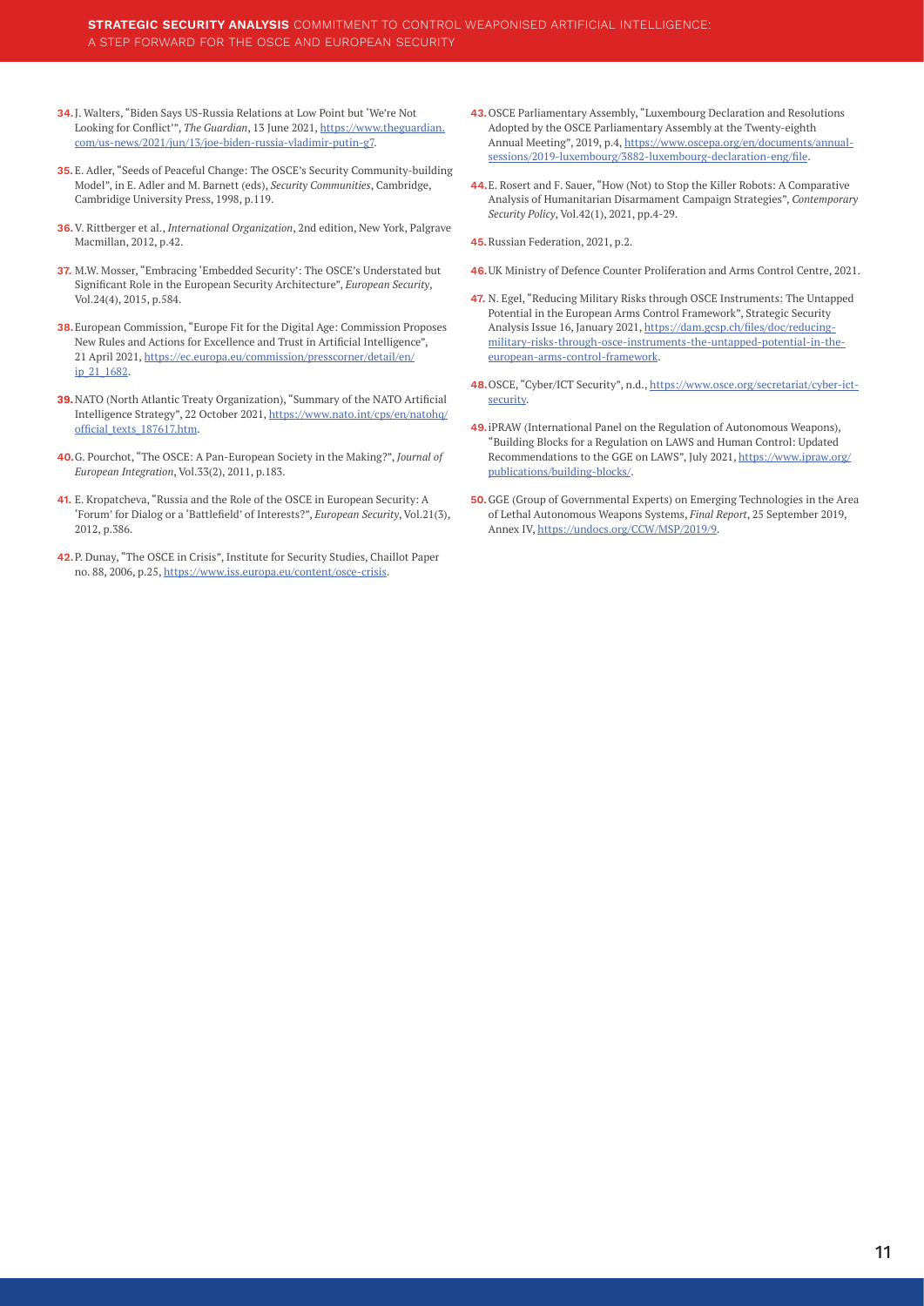34. J. Walters, "Biden Says US-Russia Relations at Low Point but 'We're Not Looking for Conflict'", *The Guardian*, 13 June 2021, https://www.theguardian.com/us-news/2021/jun/13/joe-biden-russia-vladimir-putin-g7.

35. E. Adler, "Seeds of Peaceful Change: The OSCE's Security Community-building Model", in E. Adler and M. Barnett (eds), *Security Communities*, Cambridge, Cambridge University Press, 1998, p.119.

36. V. Rittberger et al., *International Organization*, 2nd edition, New York, Palgrave Macmillan, 2012, p.42.

37. M.W. Mosser, "Embracing 'Embedded Security': The OSCE's Understated but Significant Role in the European Security Architecture", *European Security*, Vol.24(4), 2015, p.584.

38. European Commission, "Europe Fit for the Digital Age: Commission Proposes New Rules and Actions for Excellence and Trust in Artificial Intelligence", 21 April 2021, https://ec.europa.eu/commission/presscorner/detail/en/ip_21_1682.

39. NATO (North Atlantic Treaty Organization), "Summary of the NATO Artificial Intelligence Strategy", 22 October 2021, https://www.nato.int/cps/en/natohq/official_texts_187617.htm.

40. G. Pourchot, "The OSCE: A Pan-European Society in the Making?", *Journal of European Integration*, Vol.33(2), 2011, p.183.

41. E. Kropatcheva, "Russia and the Role of the OSCE in European Security: A 'Forum' for Dialog or a 'Battlefield' of Interests?", *European Security*, Vol.21(3), 2012, p.386.

42. P. Dunay, "The OSCE in Crisis", Institute for Security Studies, Chaillot Paper no. 88, 2006, p.25, https://www.iss.europa.eu/content/osce-crisis.

43. OSCE Parliamentary Assembly, "Luxembourg Declaration and Resolutions Adopted by the OSCE Parliamentary Assembly at the Twenty-eighth Annual Meeting", 2019, p.4, https://www.oscepa.org/en/documents/annual-sessions/2019-luxembourg/3882-luxembourg-declaration-eng/file.

44. E. Rosert and F. Sauer, "How (Not) to Stop the Killer Robots: A Comparative Analysis of Humanitarian Disarmament Campaign Strategies", *Contemporary Security Policy*, Vol.42(1), 2021, pp.4-29.

45. Russian Federation, 2021, p.2.

46. UK Ministry of Defence Counter Proliferation and Arms Control Centre, 2021.

47. N. Egel, "Reducing Military Risks through OSCE Instruments: The Untapped Potential in the European Arms Control Framework", Strategic Security Analysis Issue 16, January 2021, https://dam.gcsp.ch/files/doc/reducing-military-risks-through-osce-instruments-the-untapped-potential-in-the-european-arms-control-framework.

48. OSCE, "Cyber/ICT Security", n.d., https://www.osce.org/secretariat/cyber-ict-security.

49. iPRAW (International Panel on the Regulation of Autonomous Weapons), "Building Blocks for a Regulation on LAWS and Human Control: Updated Recommendations to the GGE on LAWS", July 2021, https://www.ipraw.org/publications/building-blocks/.

50. GGE (Group of Governmental Experts) on Emerging Technologies in the Area of Lethal Autonomous Weapons Systems, *Final Report*, 25 September 2019, Annex IV, https://undocs.org/CCW/MSP/2019/9.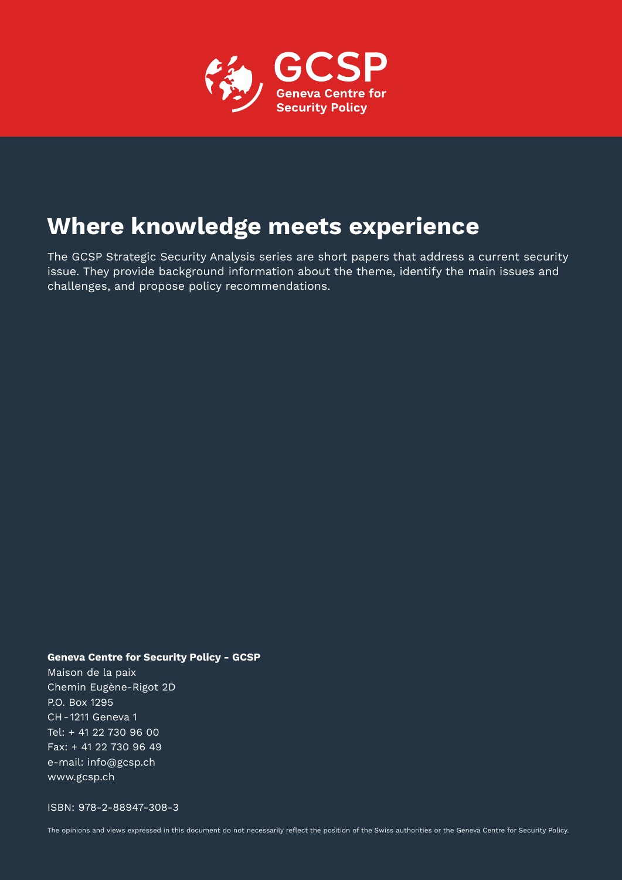GCSP

Geneva Centre for Security Policy

## Where knowledge meets experience

The GCSP Strategic Security Analysis series are short papers that address a current security issue. They provide background information about the theme, identify the main issues and challenges, and propose policy recommendations.

**Geneva Centre for Security Policy - GCSP**
Maison de la paix
Chemin Eugène-Rigot 2D
P.O. Box 1295
CH - 1211 Geneva 1
Tel: + 41 22 730 96 00
Fax: + 41 22 730 96 49
e-mail: info@gcsp.ch
www.gcsp.ch

ISBN: 978-2-88947-308-3

The opinions and views expressed in this document do not necessarily reflect the position of the Swiss authorities or the Geneva Centre for Security Policy.